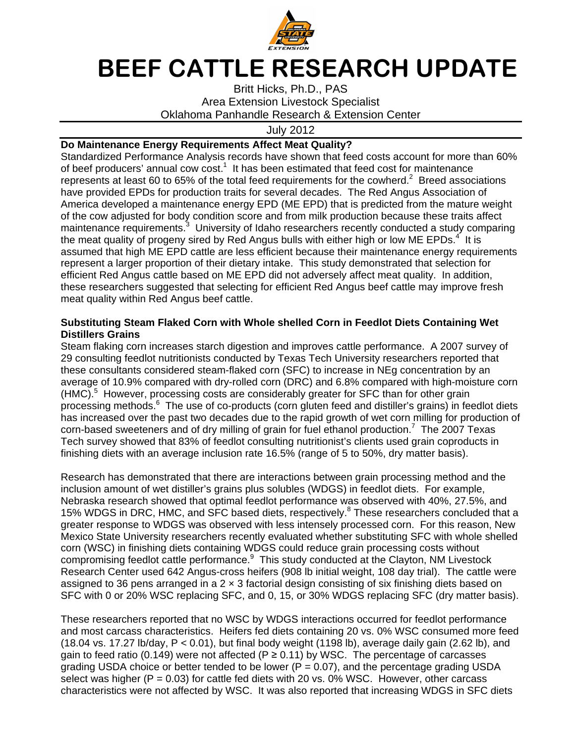# BEEF CATTLE RESEARCH UPDATE

Britt Hicks, Ph.D., PAS
Area Extension Livestock Specialist
Oklahoma Panhandle Research & Extension Center

July 2012

**Do Maintenance Energy Requirements Affect Meat Quality?**

Standardized Performance Analysis records have shown that feed costs account for more than 60% of beef producers' annual cow cost.[1] It has been estimated that feed cost for maintenance represents at least 60 to 65% of the total feed requirements for the cowherd.[2] Breed associations have provided EPDs for production traits for several decades. The Red Angus Association of America developed a maintenance energy EPD (ME EPD) that is predicted from the mature weight of the cow adjusted for body condition score and from milk production because these traits affect maintenance requirements.[3] University of Idaho researchers recently conducted a study comparing the meat quality of progeny sired by Red Angus bulls with either high or low ME EPDs.[4] It is assumed that high ME EPD cattle are less efficient because their maintenance energy requirements represent a larger proportion of their dietary intake. This study demonstrated that selection for efficient Red Angus cattle based on ME EPD did not adversely affect meat quality. In addition, these researchers suggested that selecting for efficient Red Angus beef cattle may improve fresh meat quality within Red Angus beef cattle.

**Substituting Steam Flaked Corn with Whole shelled Corn in Feedlot Diets Containing Wet Distillers Grains**

Steam flaking corn increases starch digestion and improves cattle performance. A 2007 survey of 29 consulting feedlot nutritionists conducted by Texas Tech University researchers reported that these consultants considered steam-flaked corn (SFC) to increase in NEg concentration by an average of 10.9% compared with dry-rolled corn (DRC) and 6.8% compared with high-moisture corn (HMC).[5] However, processing costs are considerably greater for SFC than for other grain processing methods.[6] The use of co-products (corn gluten feed and distiller's grains) in feedlot diets has increased over the past two decades due to the rapid growth of wet corn milling for production of corn-based sweeteners and of dry milling of grain for fuel ethanol production.[7] The 2007 Texas Tech survey showed that 83% of feedlot consulting nutritionist's clients used grain coproducts in finishing diets with an average inclusion rate 16.5% (range of 5 to 50%, dry matter basis).

Research has demonstrated that there are interactions between grain processing method and the inclusion amount of wet distiller's grains plus solubles (WDGS) in feedlot diets. For example, Nebraska research showed that optimal feedlot performance was observed with 40%, 27.5%, and 15% WDGS in DRC, HMC, and SFC based diets, respectively.[8] These researchers concluded that a greater response to WDGS was observed with less intensely processed corn. For this reason, New Mexico State University researchers recently evaluated whether substituting SFC with whole shelled corn (WSC) in finishing diets containing WDGS could reduce grain processing costs without compromising feedlot cattle performance.[9] This study conducted at the Clayton, NM Livestock Research Center used 642 Angus-cross heifers (908 lb initial weight, 108 day trial). The cattle were assigned to 36 pens arranged in a 2 × 3 factorial design consisting of six finishing diets based on SFC with 0 or 20% WSC replacing SFC, and 0, 15, or 30% WDGS replacing SFC (dry matter basis).

These researchers reported that no WSC by WDGS interactions occurred for feedlot performance and most carcass characteristics. Heifers fed diets containing 20 vs. 0% WSC consumed more feed (18.04 vs. 17.27 lb/day, $P < 0.01$), but final body weight (1198 lb), average daily gain (2.62 lb), and gain to feed ratio (0.149) were not affected ($P \geq 0.11$) by WSC. The percentage of carcasses grading USDA choice or better tended to be lower ($P = 0.07$), and the percentage grading USDA select was higher ($P = 0.03$) for cattle fed diets with 20 vs. 0% WSC. However, other carcass characteristics were not affected by WSC. It was also reported that increasing WDGS in SFC diets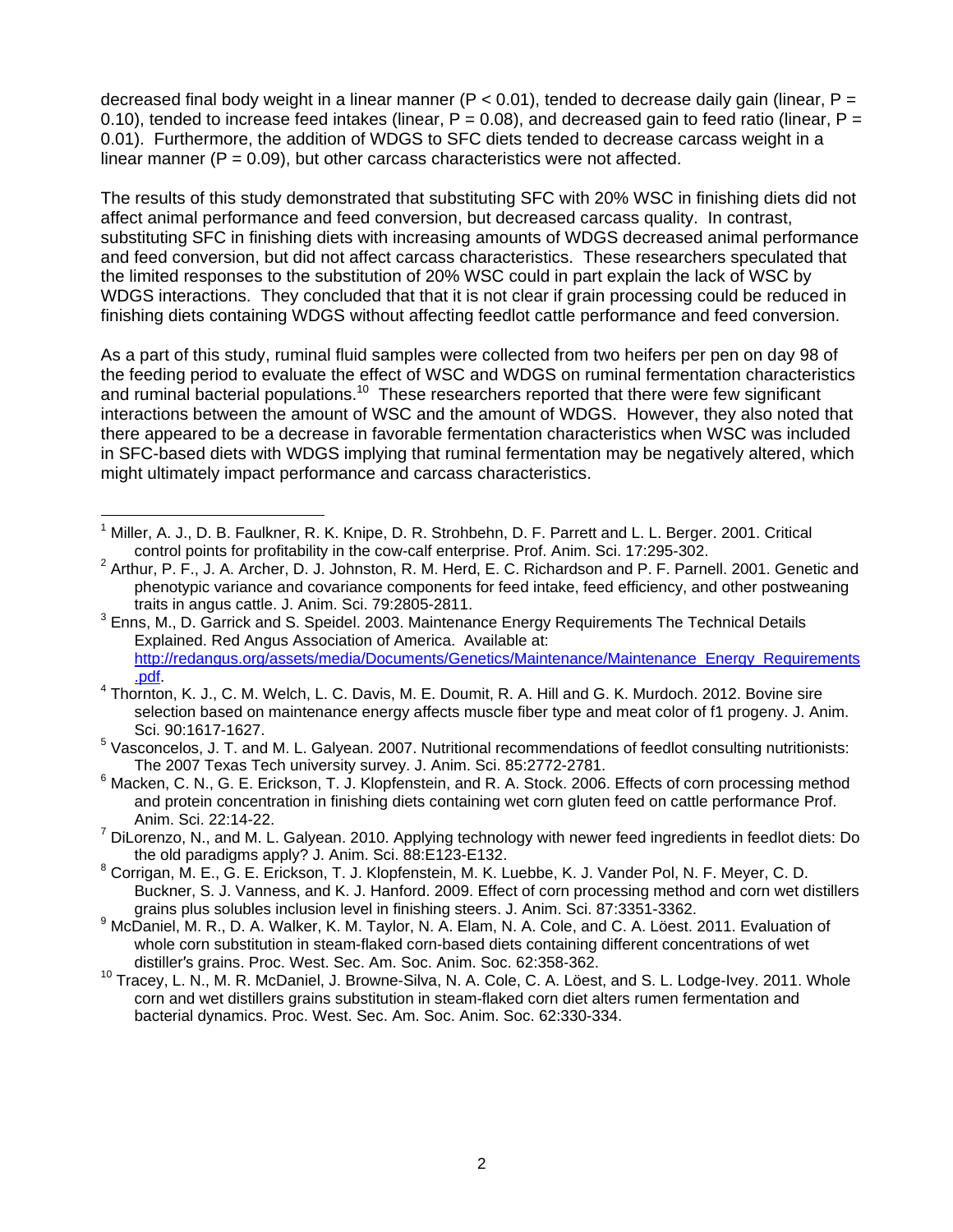decreased final body weight in a linear manner ($P < 0.01$), tended to decrease daily gain (linear, $P = 0.10$), tended to increase feed intakes (linear, $P = 0.08$), and decreased gain to feed ratio (linear, $P = 0.01$). Furthermore, the addition of WDGS to SFC diets tended to decrease carcass weight in a linear manner ($P = 0.09$), but other carcass characteristics were not affected.

The results of this study demonstrated that substituting SFC with 20% WSC in finishing diets did not affect animal performance and feed conversion, but decreased carcass quality. In contrast, substituting SFC in finishing diets with increasing amounts of WDGS decreased animal performance and feed conversion, but did not affect carcass characteristics. These researchers speculated that the limited responses to the substitution of 20% WSC could in part explain the lack of WSC by WDGS interactions. They concluded that that it is not clear if grain processing could be reduced in finishing diets containing WDGS without affecting feedlot cattle performance and feed conversion.

As a part of this study, ruminal fluid samples were collected from two heifers per pen on day 98 of the feeding period to evaluate the effect of WSC and WDGS on ruminal fermentation characteristics and ruminal bacterial populations.[10] These researchers reported that there were few significant interactions between the amount of WSC and the amount of WDGS. However, they also noted that there appeared to be a decrease in favorable fermentation characteristics when WSC was included in SFC-based diets with WDGS implying that ruminal fermentation may be negatively altered, which might ultimately impact performance and carcass characteristics.

---

[1] Miller, A. J., D. B. Faulkner, R. K. Knipe, D. R. Strohbehn, D. F. Parrett and L. L. Berger. 2001. Critical control points for profitability in the cow-calf enterprise. Prof. Anim. Sci. 17:295-302.

[2] Arthur, P. F., J. A. Archer, D. J. Johnston, R. M. Herd, E. C. Richardson and P. F. Parnell. 2001. Genetic and phenotypic variance and covariance components for feed intake, feed efficiency, and other postweaning traits in angus cattle. J. Anim. Sci. 79:2805-2811.

[3] Enns, M., D. Garrick and S. Speidel. 2003. Maintenance Energy Requirements The Technical Details Explained. Red Angus Association of America. Available at: http://redangus.org/assets/media/Documents/Genetics/Maintenance/Maintenance_Energy_Requirements.pdf.

[4] Thornton, K. J., C. M. Welch, L. C. Davis, M. E. Doumit, R. A. Hill and G. K. Murdoch. 2012. Bovine sire selection based on maintenance energy affects muscle fiber type and meat color of f1 progeny. J. Anim. Sci. 90:1617-1627.

[5] Vasconcelos, J. T. and M. L. Galyean. 2007. Nutritional recommendations of feedlot consulting nutritionists: The 2007 Texas Tech university survey. J. Anim. Sci. 85:2772-2781.

[6] Macken, C. N., G. E. Erickson, T. J. Klopfenstein, and R. A. Stock. 2006. Effects of corn processing method and protein concentration in finishing diets containing wet corn gluten feed on cattle performance Prof. Anim. Sci. 22:14-22.

[7] DiLorenzo, N., and M. L. Galyean. 2010. Applying technology with newer feed ingredients in feedlot diets: Do the old paradigms apply? J. Anim. Sci. 88:E123-E132.

[8] Corrigan, M. E., G. E. Erickson, T. J. Klopfenstein, M. K. Luebbe, K. J. Vander Pol, N. F. Meyer, C. D. Buckner, S. J. Vanness, and K. J. Hanford. 2009. Effect of corn processing method and corn wet distillers grains plus solubles inclusion level in finishing steers. J. Anim. Sci. 87:3351-3362.

[9] McDaniel, M. R., D. A. Walker, K. M. Taylor, N. A. Elam, N. A. Cole, and C. A. Löest. 2011. Evaluation of whole corn substitution in steam-flaked corn-based diets containing different concentrations of wet distiller's grains. Proc. West. Sec. Am. Soc. Anim. Soc. 62:358-362.

[10] Tracey, L. N., M. R. McDaniel, J. Browne-Silva, N. A. Cole, C. A. Löest, and S. L. Lodge-Ivey. 2011. Whole corn and wet distillers grains substitution in steam-flaked corn diet alters rumen fermentation and bacterial dynamics. Proc. West. Sec. Am. Soc. Anim. Soc. 62:330-334.